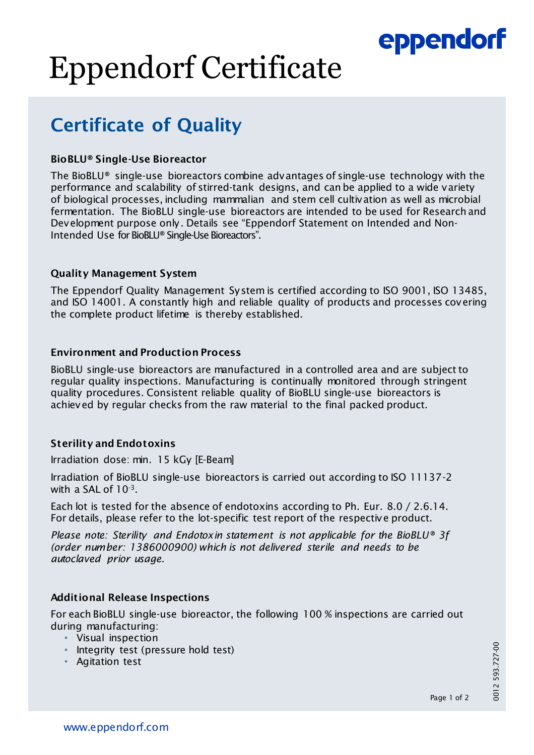eppendorf

# Eppendorf Certificate

## Certificate of Quality

### BioBLU® Single-Use Bioreactor

The BioBLU® single-use bioreactors combine advantages of single-use technology with the performance and scalability of stirred-tank designs, and can be applied to a wide variety of biological processes, including mammalian and stem cell cultivation as well as microbial fermentation. The BioBLU single-use bioreactors are intended to be used for Research and Development purpose only. Details see "Eppendorf Statement on Intended and Non-Intended Use for BioBLU® Single-Use Bioreactors".

### Quality Management System

The Eppendorf Quality Management System is certified according to ISO 9001, ISO 13485, and ISO 14001. A constantly high and reliable quality of products and processes covering the complete product lifetime is thereby established.

### Environment and Production Process

BioBLU single-use bioreactors are manufactured in a controlled area and are subject to regular quality inspections. Manufacturing is continually monitored through stringent quality procedures. Consistent reliable quality of BioBLU single-use bioreactors is achieved by regular checks from the raw material to the final packed product.

### Sterility and Endotoxins

Irradiation dose: min. 15 kGy [E-Beam]

Irradiation of BioBLU single-use bioreactors is carried out according to ISO 11137-2 with a SAL of $10^{-3}$.

Each lot is tested for the absence of endotoxins according to Ph. Eur. 8.0 / 2.6.14. For details, please refer to the lot-specific test report of the respective product.

*Please note: Sterility and Endotoxin statement is not applicable for the BioBLU® 3f (order number: 1386000900) which is not delivered sterile and needs to be autoclaved prior usage.*

### Additional Release Inspections

For each BioBLU single-use bioreactor, the following 100 % inspections are carried out during manufacturing:

- Visual inspection
- Integrity test (pressure hold test)
- Agitation test

0012 593.727-00

www.eppendorf.com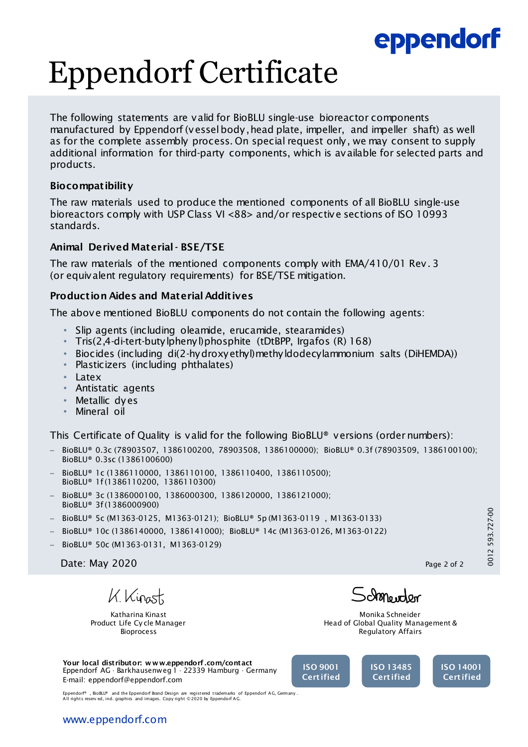# Eppendorf Certificate

The following statements are valid for BioBLU single-use bioreactor components manufactured by Eppendorf (vessel body, head plate, impeller, and impeller shaft) as well as for the complete assembly process. On special request only, we may consent to supply additional information for third-party components, which is available for selected parts and products.

### Biocompatibility

The raw materials used to produce the mentioned components of all BioBLU single-use bioreactors comply with USP Class VI <88> and/or respective sections of ISO 10993 standards.

### Animal Derived Material - BSE/TSE

The raw materials of the mentioned components comply with EMA/410/01 Rev. 3 (or equivalent regulatory requirements) for BSE/TSE mitigation.

### Production Aides and Material Additives

The above mentioned BioBLU components do not contain the following agents:

- Slip agents (including oleamide, erucamide, stearamides)
- Tris(2,4-di-tert-butylphenyl)phosphite (tDtBPP, Irgafos (R) 168)
- Biocides (including di(2-hydroxyethyl)methyldodecylammonium salts (DiHEMDA))
- Plasticizers (including phthalates)
- Latex
- Antistatic agents
- Metallic dyes
- Mineral oil

This Certificate of Quality is valid for the following BioBLU® versions (order numbers):

- BioBLU® 0.3c (78903507, 1386100200, 78903508, 1386100000); BioBLU® 0.3f (78903509, 1386100100); BioBLU® 0.3sc (1386100600)
- BioBLU® 1c (1386110000, 1386110100, 1386110400, 1386110500); BioBLU® 1f (1386110200, 1386110300)
- BioBLU® 3c (1386000100, 1386000300, 1386120000, 1386121000); BioBLU® 3f (1386000900)
- BioBLU® 5c (M1363-0125, M1363-0121); BioBLU® 5p (M1363-0119 , M1363-0133)
- BioBLU® 10c (1386140000, 1386141000); BioBLU® 14c (M1363-0126, M1363-0122)
- BioBLU® 50c (M1363-0131, M1363-0129)

Date: May 2020

0012 593.727-00

K. Kinast

Katharina Kinast
Product Life Cycle Manager
Bioprocess

Schneider

Monika Schneider
Head of Global Quality Management & Regulatory Affairs

**Your local distributor: www.eppendorf.com/contact**
Eppendorf AG · Barkhausenweg 1 · 22339 Hamburg · Germany
E-mail: eppendorf@eppendorf.com

ISO 9001 Certified

ISO 13485 Certified

ISO 14001 Certified

Eppendorf® , BioBLU® and the Eppendorf Brand Design are registered trademarks of Eppendorf AG, Germany.
All rights reserved, incl. graphics and images. Copyright ©2020 by Eppendorf AG.

www.eppendorf.com